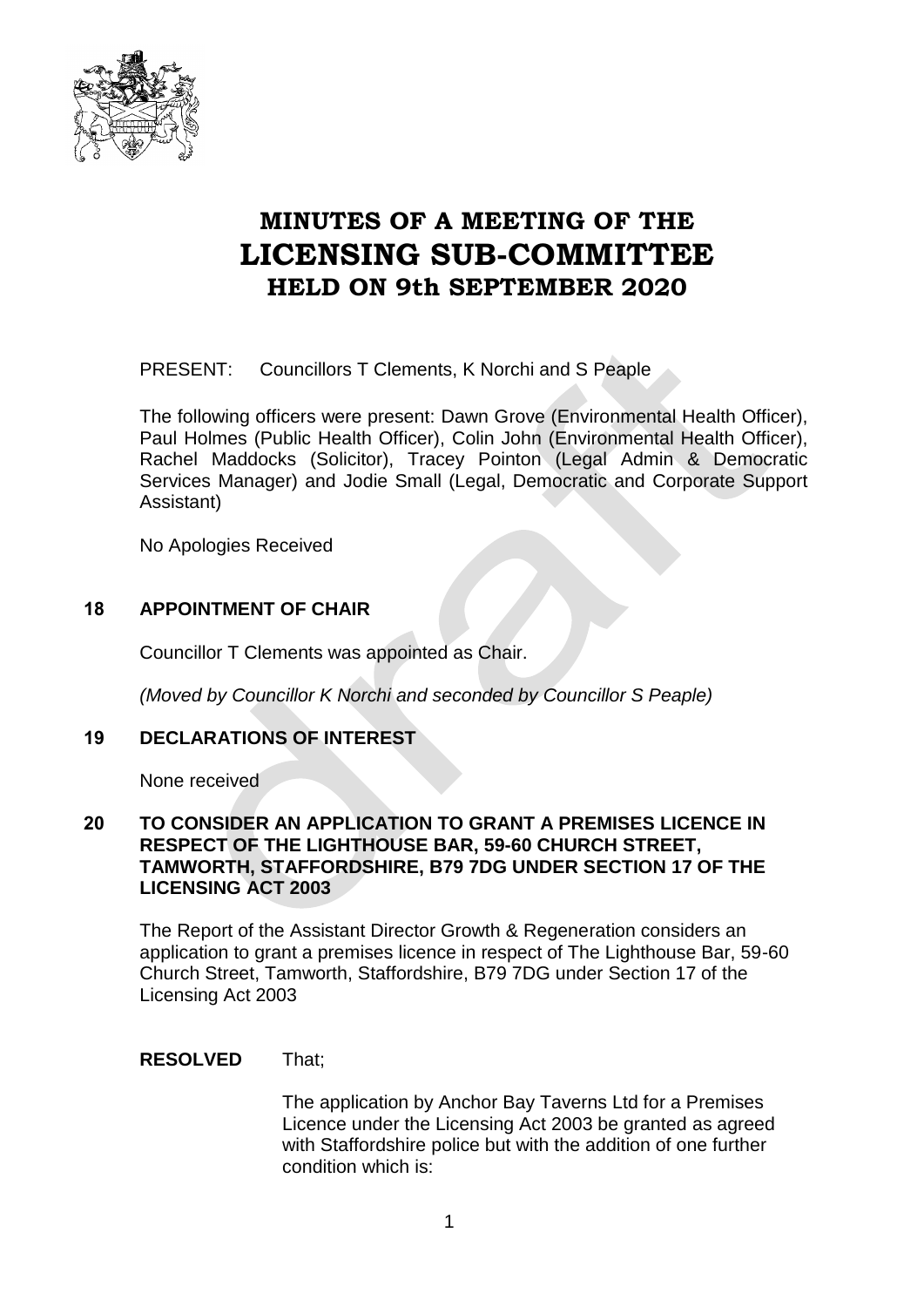# MINUTES OF A MEETING OF THE LICENSING SUB-COMMITTEE HELD ON 9th SEPTEMBER 2020

PRESENT: Councillors T Clements, K Norchi and S Peaple

The following officers were present: Dawn Grove (Environmental Health Officer), Paul Holmes (Public Health Officer), Colin John (Environmental Health Officer), Rachel Maddocks (Solicitor), Tracey Pointon (Legal Admin & Democratic Services Manager) and Jodie Small (Legal, Democratic and Corporate Support Assistant)

No Apologies Received

## 18 APPOINTMENT OF CHAIR

Councillor T Clements was appointed as Chair.

*(Moved by Councillor K Norchi and seconded by Councillor S Peaple)*

## 19 DECLARATIONS OF INTEREST

None received

## 20 TO CONSIDER AN APPLICATION TO GRANT A PREMISES LICENCE IN RESPECT OF THE LIGHTHOUSE BAR, 59-60 CHURCH STREET, TAMWORTH, STAFFORDSHIRE, B79 7DG UNDER SECTION 17 OF THE LICENSING ACT 2003

The Report of the Assistant Director Growth & Regeneration considers an application to grant a premises licence in respect of The Lighthouse Bar, 59-60 Church Street, Tamworth, Staffordshire, B79 7DG under Section 17 of the Licensing Act 2003

**RESOLVED** That;

The application by Anchor Bay Taverns Ltd for a Premises Licence under the Licensing Act 2003 be granted as agreed with Staffordshire police but with the addition of one further condition which is: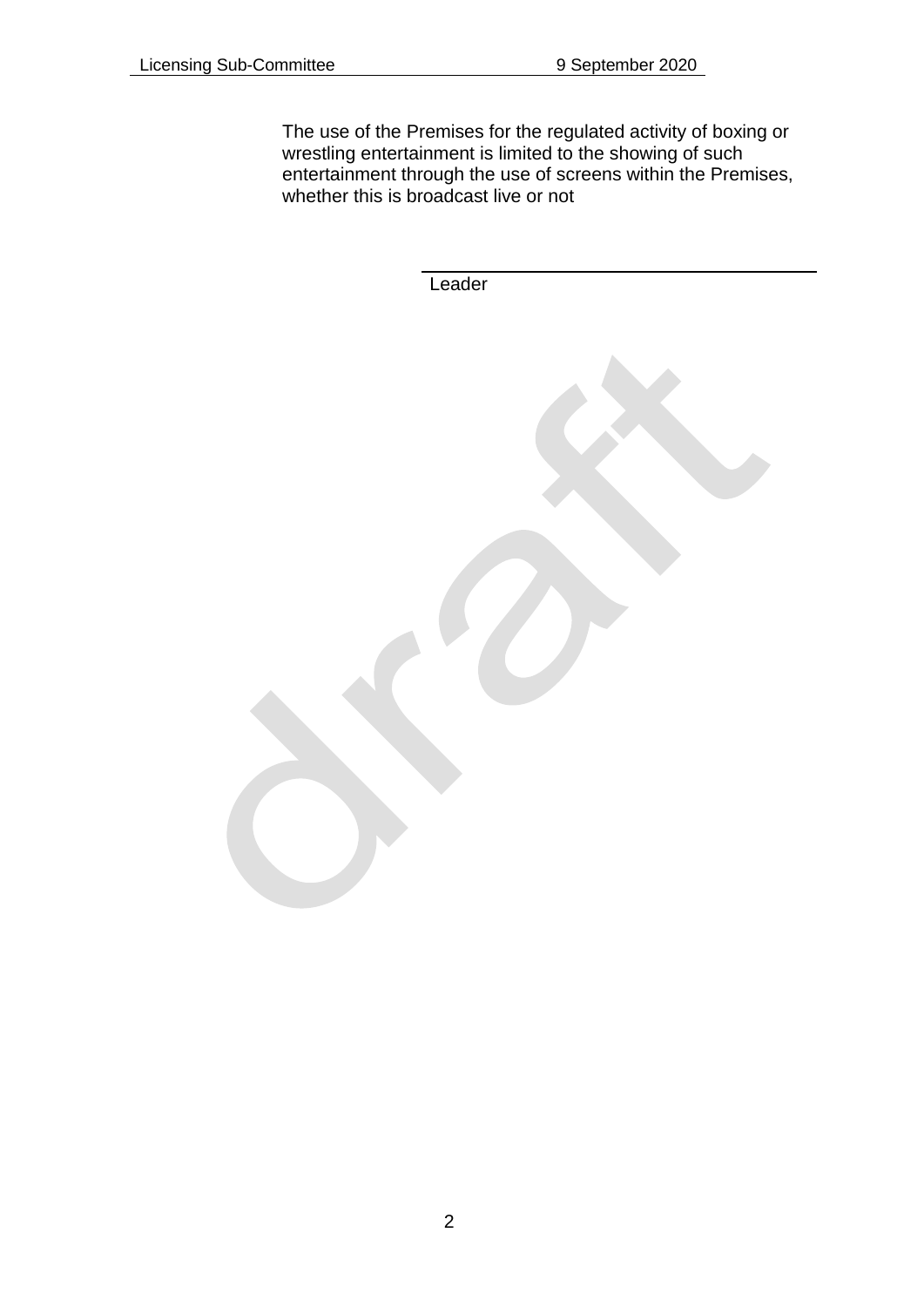The use of the Premises for the regulated activity of boxing or wrestling entertainment is limited to the showing of such entertainment through the use of screens within the Premises, whether this is broadcast live or not

Leader